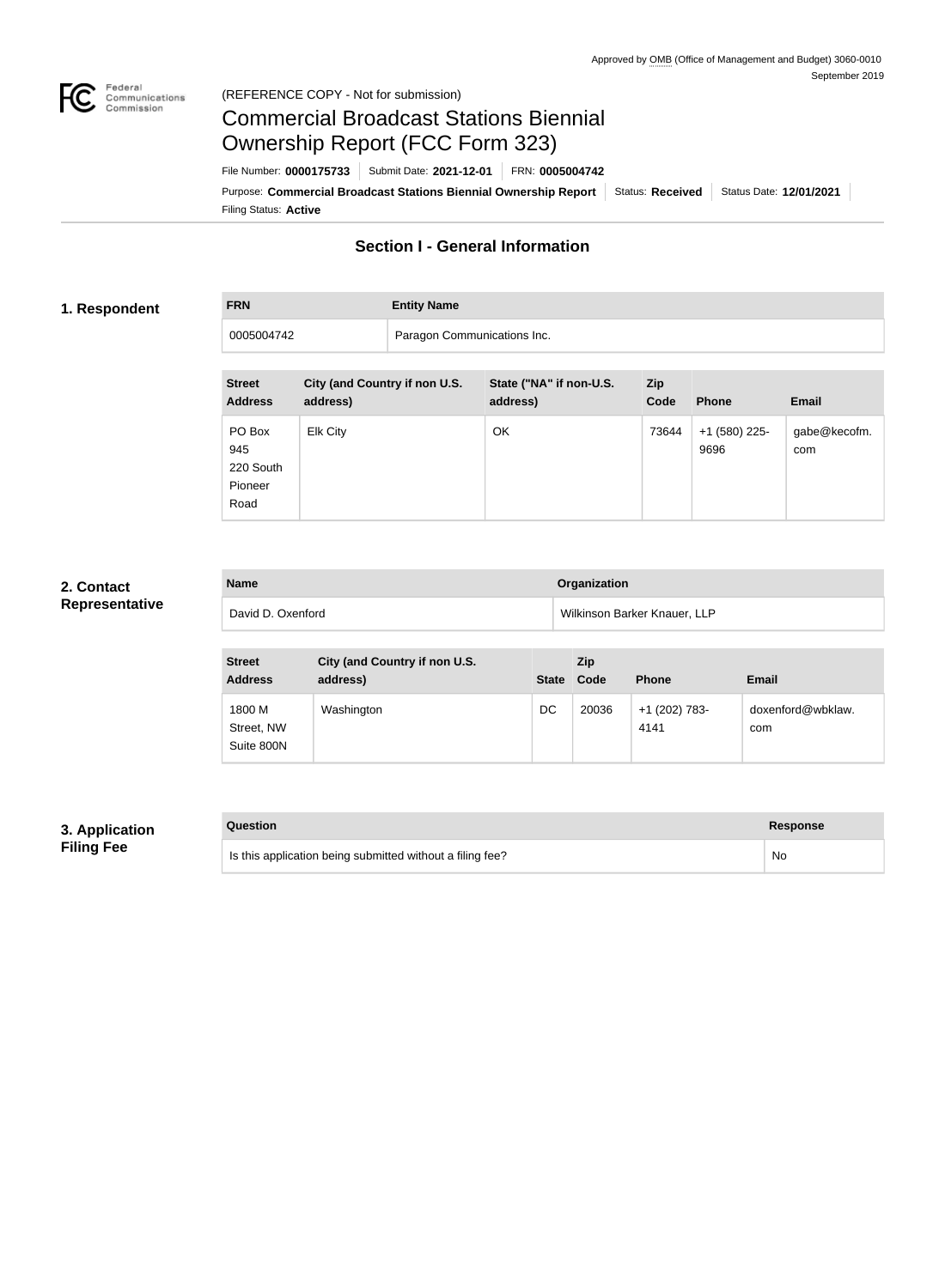Approved by OMB (Office of Management and Budget) 3060-0010
September 2019

(REFERENCE COPY - Not for submission)

# Commercial Broadcast Stations Biennial Ownership Report (FCC Form 323)

File Number: **0000175733** | Submit Date: **2021-12-01** | FRN: **0005004742**

Purpose: **Commercial Broadcast Stations Biennial Ownership Report** | Status: **Received** | Status Date: **12/01/2021**

Filing Status: **Active**

## Section I - General Information

### 1. Respondent

| FRN | Entity Name |
| --- | --- |
| 0005004742 | Paragon Communications Inc. |

| Street Address | City (and Country if non U.S. address) | State ("NA" if non-U.S. address) | Zip Code | Phone | Email |
| --- | --- | --- | --- | --- | --- |
| PO Box 945 220 South Pioneer Road | Elk City | OK | 73644 | +1 (580) 225-9696 | gabe@kecofm.com |

### 2. Contact Representative

| Name | Organization |
| --- | --- |
| David D. Oxenford | Wilkinson Barker Knauer, LLP |

| Street Address | City (and Country if non U.S. address) | State | Zip Code | Phone | Email |
| --- | --- | --- | --- | --- | --- |
| 1800 M Street, NW Suite 800N | Washington | DC | 20036 | +1 (202) 783-4141 | doxenford@wbklaw.com |

### 3. Application Filing Fee

| Question | Response |
| --- | --- |
| Is this application being submitted without a filing fee? | No |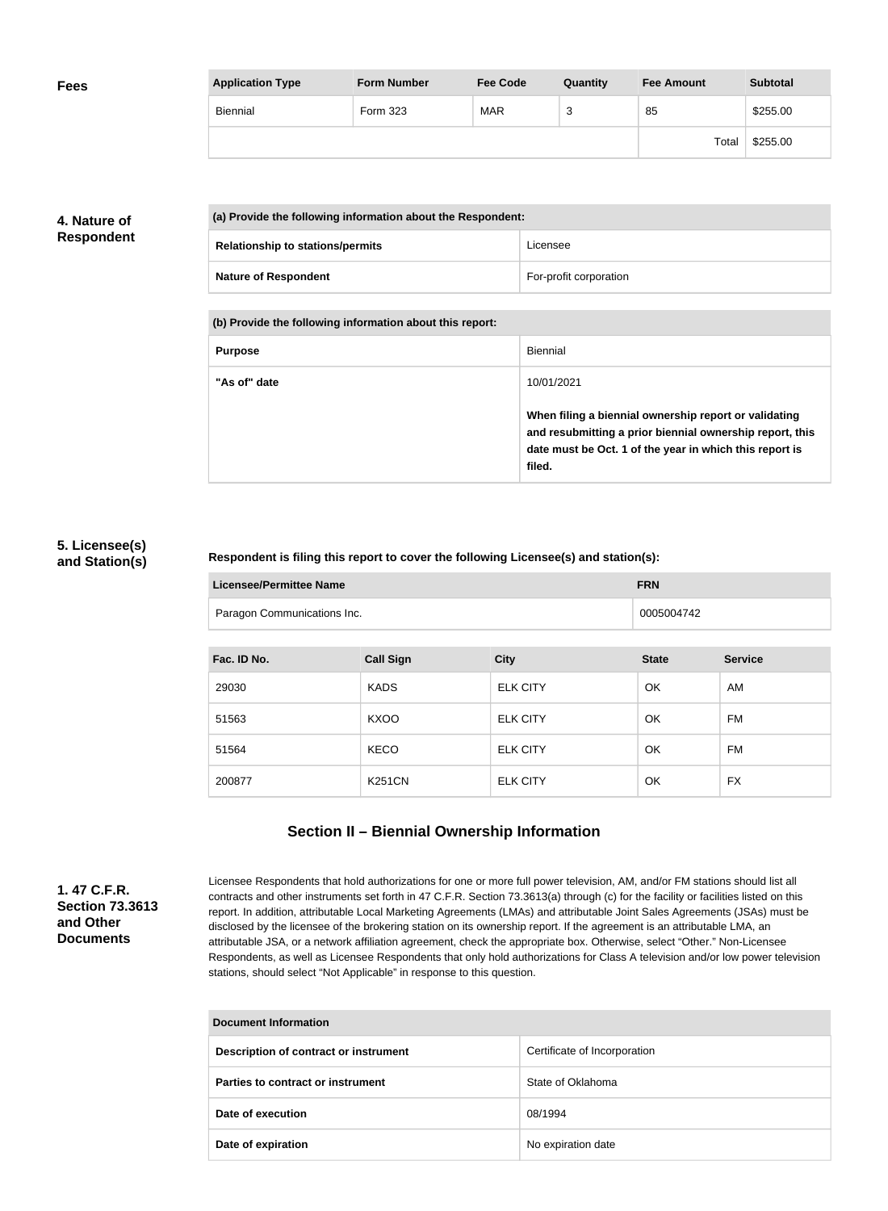**Fees**

| Application Type | Form Number | Fee Code | Quantity | Fee Amount | Subtotal |
|---|---|---|---|---|---|
| Biennial | Form 323 | MAR | 3 | 85 | $255.00 |
| | | | | Total | $255.00 |

## 4. Nature of Respondent

| (a) Provide the following information about the Respondent: | |
|---|---|
| Relationship to stations/permits | Licensee |
| Nature of Respondent | For-profit corporation |

| (b) Provide the following information about this report: | |
|---|---|
| Purpose | Biennial |
| "As of" date | 10/01/2021<br><br>**When filing a biennial ownership report or validating and resubmitting a prior biennial ownership report, this date must be Oct. 1 of the year in which this report is filed.** |

## 5. Licensee(s) and Station(s)

**Respondent is filing this report to cover the following Licensee(s) and station(s):**

| Licensee/Permittee Name | FRN |
|---|---|
| Paragon Communications Inc. | 0005004742 |

| Fac. ID No. | Call Sign | City | State | Service |
|---|---|---|---|---|
| 29030 | KADS | ELK CITY | OK | AM |
| 51563 | KXOO | ELK CITY | OK | FM |
| 51564 | KECO | ELK CITY | OK | FM |
| 200877 | K251CN | ELK CITY | OK | FX |

# Section II – Biennial Ownership Information

## 1. 47 C.F.R. Section 73.3613 and Other Documents

Licensee Respondents that hold authorizations for one or more full power television, AM, and/or FM stations should list all contracts and other instruments set forth in 47 C.F.R. Section 73.3613(a) through (c) for the facility or facilities listed on this report. In addition, attributable Local Marketing Agreements (LMAs) and attributable Joint Sales Agreements (JSAs) must be disclosed by the licensee of the brokering station on its ownership report. If the agreement is an attributable LMA, an attributable JSA, or a network affiliation agreement, check the appropriate box. Otherwise, select "Other." Non-Licensee Respondents, as well as Licensee Respondents that only hold authorizations for Class A television and/or low power television stations, should select "Not Applicable" in response to this question.

| Document Information | |
|---|---|
| Description of contract or instrument | Certificate of Incorporation |
| Parties to contract or instrument | State of Oklahoma |
| Date of execution | 08/1994 |
| Date of expiration | No expiration date |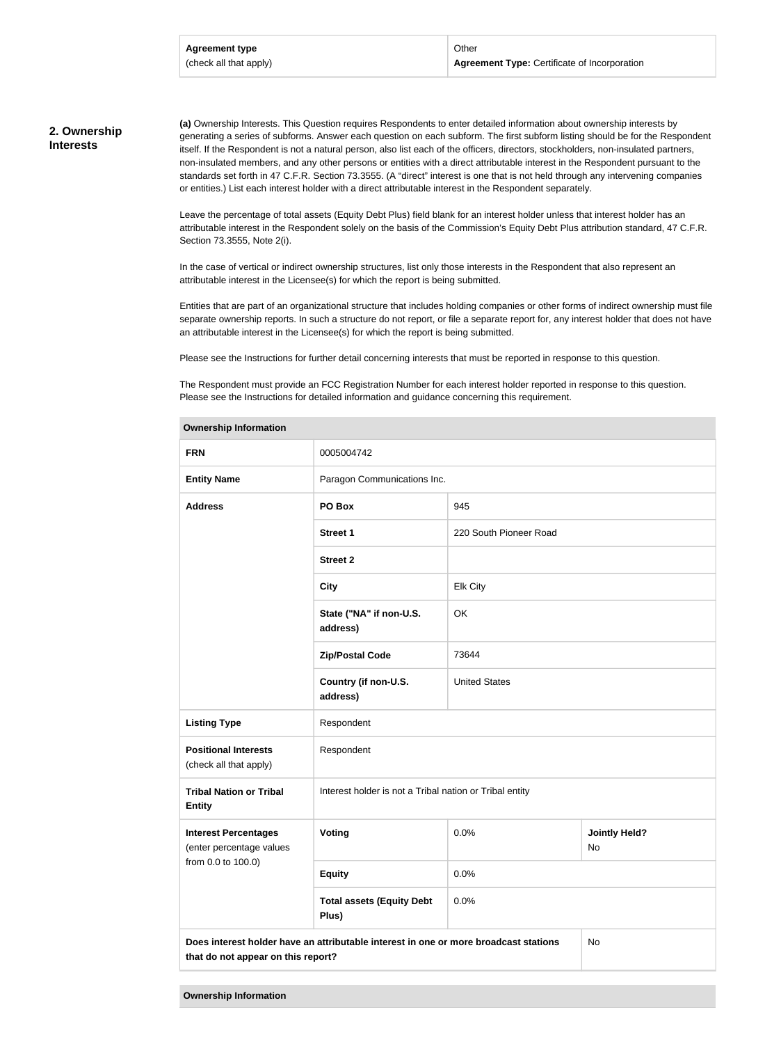| Agreement type (check all that apply) | Other **Agreement Type:** Certificate of Incorporation |
|---|---|

## 2. Ownership Interests

**(a)** Ownership Interests. This Question requires Respondents to enter detailed information about ownership interests by generating a series of subforms. Answer each question on each subform. The first subform listing should be for the Respondent itself. If the Respondent is not a natural person, also list each of the officers, directors, stockholders, non-insulated partners, non-insulated members, and any other persons or entities with a direct attributable interest in the Respondent pursuant to the standards set forth in 47 C.F.R. Section 73.3555. (A "direct" interest is one that is not held through any intervening companies or entities.) List each interest holder with a direct attributable interest in the Respondent separately.

Leave the percentage of total assets (Equity Debt Plus) field blank for an interest holder unless that interest holder has an attributable interest in the Respondent solely on the basis of the Commission's Equity Debt Plus attribution standard, 47 C.F.R. Section 73.3555, Note 2(i).

In the case of vertical or indirect ownership structures, list only those interests in the Respondent that also represent an attributable interest in the Licensee(s) for which the report is being submitted.

Entities that are part of an organizational structure that includes holding companies or other forms of indirect ownership must file separate ownership reports. In such a structure do not report, or file a separate report for, any interest holder that does not have an attributable interest in the Licensee(s) for which the report is being submitted.

Please see the Instructions for further detail concerning interests that must be reported in response to this question.

The Respondent must provide an FCC Registration Number for each interest holder reported in response to this question. Please see the Instructions for detailed information and guidance concerning this requirement.

| Ownership Information | | | |
|---|---|---|---|
| **FRN** | 0005004742 | | |
| **Entity Name** | Paragon Communications Inc. | | |
| **Address** | **PO Box** | 945 | |
| | **Street 1** | 220 South Pioneer Road | |
| | **Street 2** | | |
| | **City** | Elk City | |
| | **State ("NA" if non-U.S. address)** | OK | |
| | **Zip/Postal Code** | 73644 | |
| | **Country (if non-U.S. address)** | United States | |
| **Listing Type** | Respondent | | |
| **Positional Interests** (check all that apply) | Respondent | | |
| **Tribal Nation or Tribal Entity** | Interest holder is not a Tribal nation or Tribal entity | | |
| **Interest Percentages** (enter percentage values from 0.0 to 100.0) | **Voting** | 0.0% | **Jointly Held?** No |
| | **Equity** | 0.0% | |
| | **Total assets (Equity Debt Plus)** | 0.0% | |
| **Does interest holder have an attributable interest in one or more broadcast stations that do not appear on this report?** | | | No |

| Ownership Information |
|---|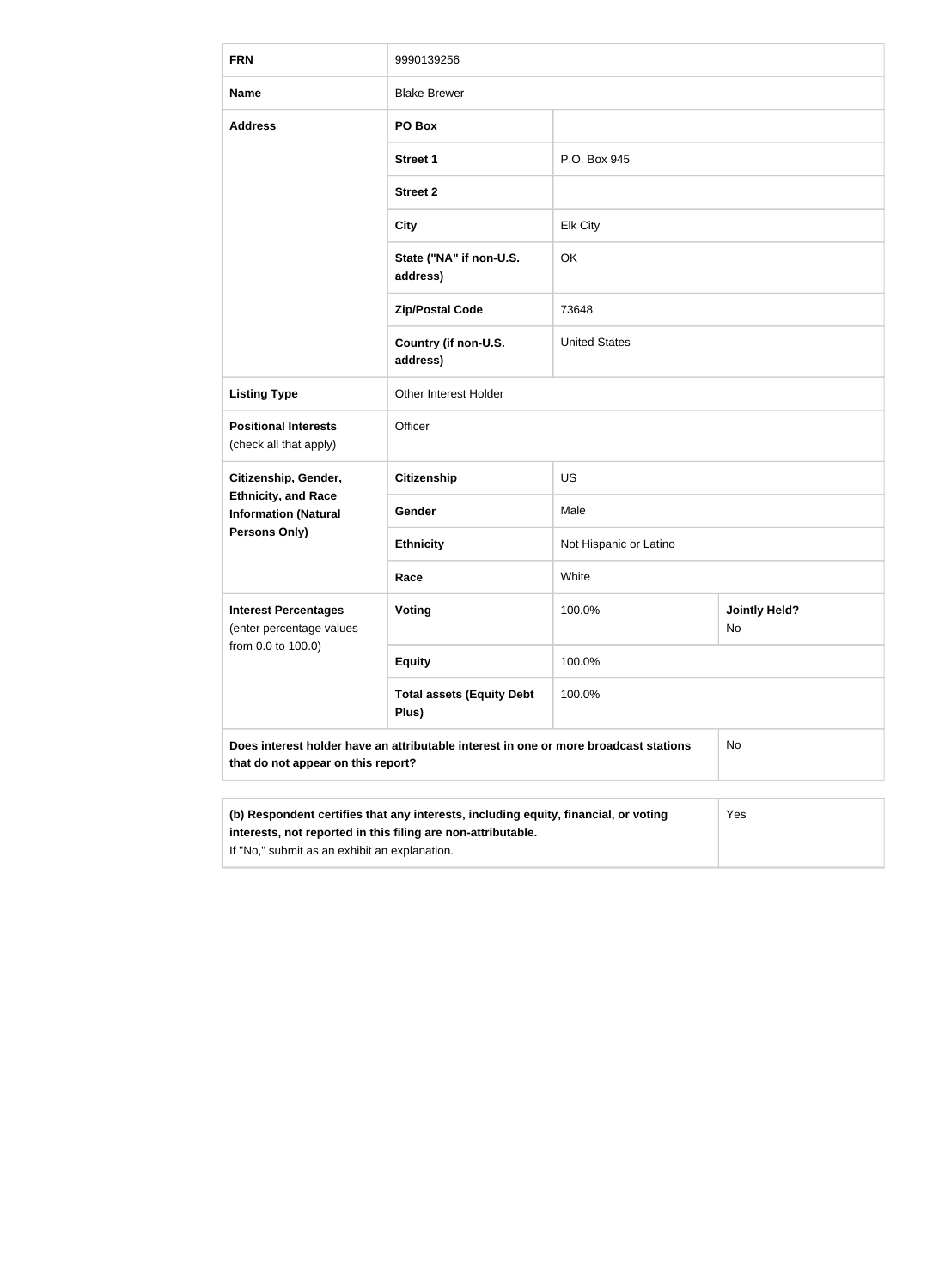| FRN | 9990139256 | | |
|---|---|---|---|
| **Name** | Blake Brewer | | |
| **Address** | **PO Box** | | |
| | **Street 1** | P.O. Box 945 | |
| | **Street 2** | | |
| | **City** | Elk City | |
| | **State ("NA" if non-U.S. address)** | OK | |
| | **Zip/Postal Code** | 73648 | |
| | **Country (if non-U.S. address)** | United States | |
| **Listing Type** | Other Interest Holder | | |
| **Positional Interests** (check all that apply) | Officer | | |
| **Citizenship, Gender, Ethnicity, and Race Information (Natural Persons Only)** | **Citizenship** | US | |
| | **Gender** | Male | |
| | **Ethnicity** | Not Hispanic or Latino | |
| | **Race** | White | |
| **Interest Percentages** (enter percentage values from 0.0 to 100.0) | **Voting** | 100.0% | **Jointly Held?** No |
| | **Equity** | 100.0% | |
| | **Total assets (Equity Debt Plus)** | 100.0% | |
| **Does interest holder have an attributable interest in one or more broadcast stations that do not appear on this report?** | | | No |

| **(b) Respondent certifies that any interests, including equity, financial, or voting interests, not reported in this filing are non-attributable.** If "No," submit as an exhibit an explanation. | Yes |
|---|---|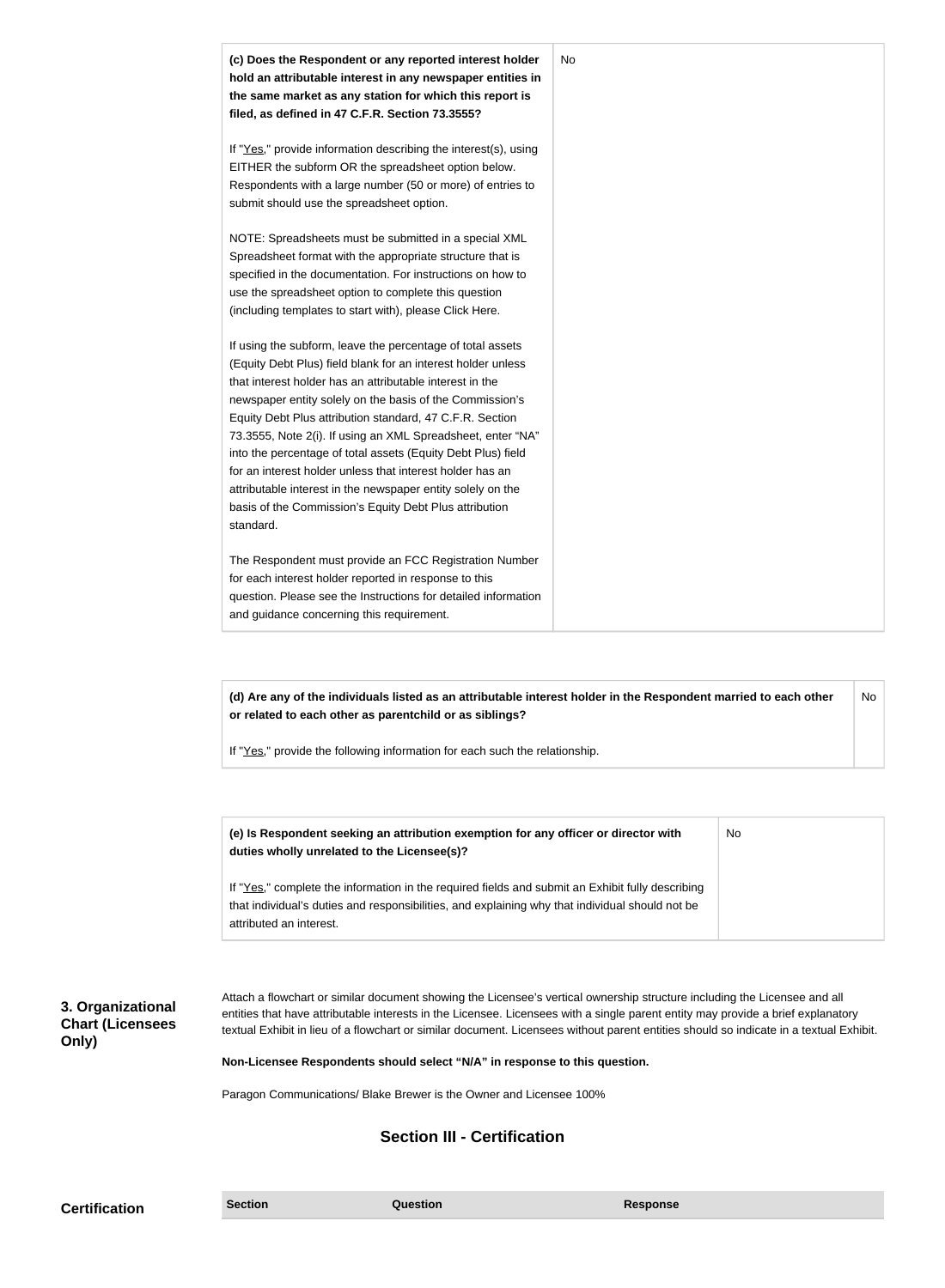| **(c) Does the Respondent or any reported interest holder hold an attributable interest in any newspaper entities in the same market as any station for which this report is filed, as defined in 47 C.F.R. Section 73.3555?**<br><br>If "Yes," provide information describing the interest(s), using EITHER the subform OR the spreadsheet option below. Respondents with a large number (50 or more) of entries to submit should use the spreadsheet option.<br><br>NOTE: Spreadsheets must be submitted in a special XML Spreadsheet format with the appropriate structure that is specified in the documentation. For instructions on how to use the spreadsheet option to complete this question (including templates to start with), please Click Here.<br><br>If using the subform, leave the percentage of total assets (Equity Debt Plus) field blank for an interest holder unless that interest holder has an attributable interest in the newspaper entity solely on the basis of the Commission's Equity Debt Plus attribution standard, 47 C.F.R. Section 73.3555, Note 2(i). If using an XML Spreadsheet, enter "NA" into the percentage of total assets (Equity Debt Plus) field for an interest holder unless that interest holder has an attributable interest in the newspaper entity solely on the basis of the Commission's Equity Debt Plus attribution standard.<br><br>The Respondent must provide an FCC Registration Number for each interest holder reported in response to this question. Please see the Instructions for detailed information and guidance concerning this requirement. | No |
|---|---|

| **(d) Are any of the individuals listed as an attributable interest holder in the Respondent married to each other or related to each other as parentchild or as siblings?**<br><br>If "Yes," provide the following information for each such the relationship. | No |
|---|---|

| **(e) Is Respondent seeking an attribution exemption for any officer or director with duties wholly unrelated to the Licensee(s)?**<br><br>If "Yes," complete the information in the required fields and submit an Exhibit fully describing that individual's duties and responsibilities, and explaining why that individual should not be attributed an interest. | No |
|---|---|

**3. Organizational Chart (Licensees Only)**

Attach a flowchart or similar document showing the Licensee's vertical ownership structure including the Licensee and all entities that have attributable interests in the Licensee. Licensees with a single parent entity may provide a brief explanatory textual Exhibit in lieu of a flowchart or similar document. Licensees without parent entities should so indicate in a textual Exhibit.

**Non-Licensee Respondents should select "N/A" in response to this question.**

Paragon Communications/ Blake Brewer is the Owner and Licensee 100%

## Section III - Certification

**Certification**

| Section | Question | Response |
|---|---|---|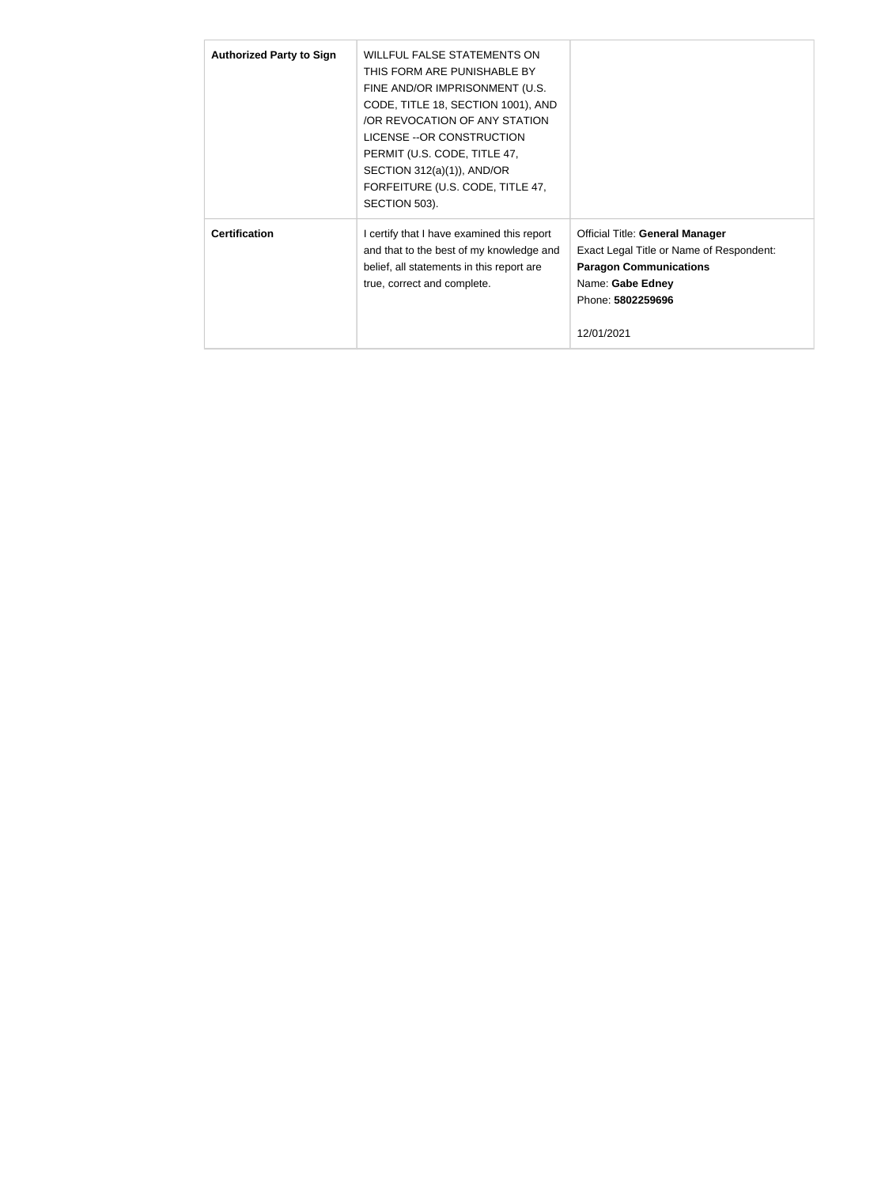| | | |
|---|---|---|
| **Authorized Party to Sign** | WILLFUL FALSE STATEMENTS ON THIS FORM ARE PUNISHABLE BY FINE AND/OR IMPRISONMENT (U.S. CODE, TITLE 18, SECTION 1001), AND /OR REVOCATION OF ANY STATION LICENSE --OR CONSTRUCTION PERMIT (U.S. CODE, TITLE 47, SECTION 312(a)(1)), AND/OR FORFEITURE (U.S. CODE, TITLE 47, SECTION 503). | |
| **Certification** | I certify that I have examined this report and that to the best of my knowledge and belief, all statements in this report are true, correct and complete. | Official Title: **General Manager**<br>Exact Legal Title or Name of Respondent: **Paragon Communications**<br>Name: **Gabe Edney**<br>Phone: **5802259696**<br><br>12/01/2021 |